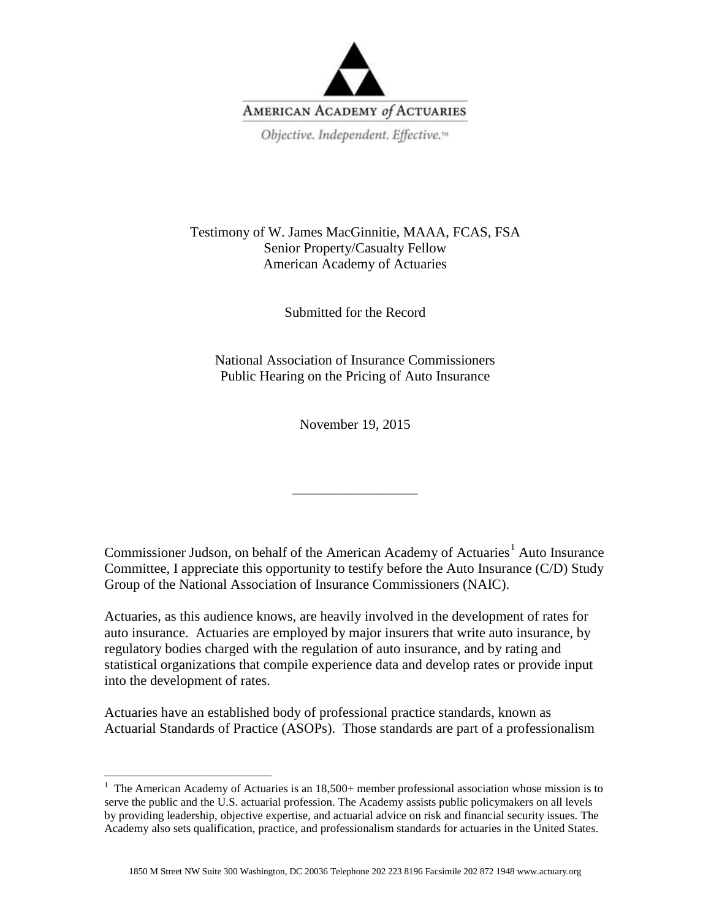AMERICAN ACADEMY *of* ACTUARIES

*Objective. Independent. Effective.*™

Testimony of W. James MacGinnitie, MAAA, FCAS, FSA
Senior Property/Casualty Fellow
American Academy of Actuaries

Submitted for the Record

National Association of Insurance Commissioners
Public Hearing on the Pricing of Auto Insurance

November 19, 2015

---

Commissioner Judson, on behalf of the American Academy of Actuaries[1] Auto Insurance Committee, I appreciate this opportunity to testify before the Auto Insurance (C/D) Study Group of the National Association of Insurance Commissioners (NAIC).

Actuaries, as this audience knows, are heavily involved in the development of rates for auto insurance. Actuaries are employed by major insurers that write auto insurance, by regulatory bodies charged with the regulation of auto insurance, and by rating and statistical organizations that compile experience data and develop rates or provide input into the development of rates.

Actuaries have an established body of professional practice standards, known as Actuarial Standards of Practice (ASOPs). Those standards are part of a professionalism

[1] The American Academy of Actuaries is an 18,500+ member professional association whose mission is to serve the public and the U.S. actuarial profession. The Academy assists public policymakers on all levels by providing leadership, objective expertise, and actuarial advice on risk and financial security issues. The Academy also sets qualification, practice, and professionalism standards for actuaries in the United States.

1850 M Street NW Suite 300 Washington, DC 20036 Telephone 202 223 8196 Facsimile 202 872 1948 www.actuary.org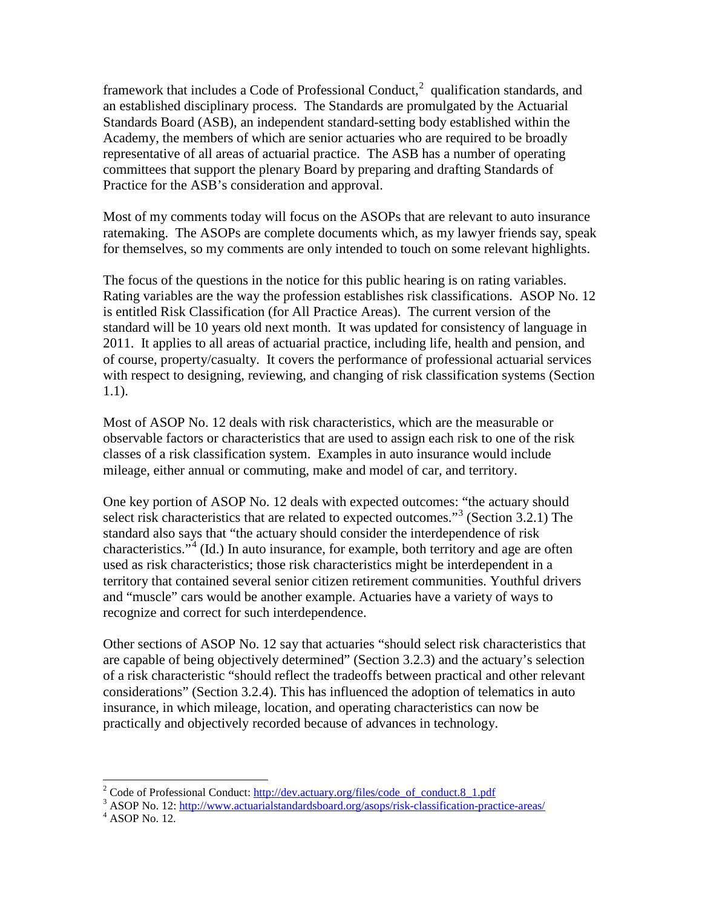framework that includes a Code of Professional Conduct,[2] qualification standards, and an established disciplinary process. The Standards are promulgated by the Actuarial Standards Board (ASB), an independent standard-setting body established within the Academy, the members of which are senior actuaries who are required to be broadly representative of all areas of actuarial practice. The ASB has a number of operating committees that support the plenary Board by preparing and drafting Standards of Practice for the ASB's consideration and approval.

Most of my comments today will focus on the ASOPs that are relevant to auto insurance ratemaking. The ASOPs are complete documents which, as my lawyer friends say, speak for themselves, so my comments are only intended to touch on some relevant highlights.

The focus of the questions in the notice for this public hearing is on rating variables. Rating variables are the way the profession establishes risk classifications. ASOP No. 12 is entitled Risk Classification (for All Practice Areas). The current version of the standard will be 10 years old next month. It was updated for consistency of language in 2011. It applies to all areas of actuarial practice, including life, health and pension, and of course, property/casualty. It covers the performance of professional actuarial services with respect to designing, reviewing, and changing of risk classification systems (Section 1.1).

Most of ASOP No. 12 deals with risk characteristics, which are the measurable or observable factors or characteristics that are used to assign each risk to one of the risk classes of a risk classification system. Examples in auto insurance would include mileage, either annual or commuting, make and model of car, and territory.

One key portion of ASOP No. 12 deals with expected outcomes: "the actuary should select risk characteristics that are related to expected outcomes."[3] (Section 3.2.1) The standard also says that "the actuary should consider the interdependence of risk characteristics."[4] (Id.) In auto insurance, for example, both territory and age are often used as risk characteristics; those risk characteristics might be interdependent in a territory that contained several senior citizen retirement communities. Youthful drivers and "muscle" cars would be another example. Actuaries have a variety of ways to recognize and correct for such interdependence.

Other sections of ASOP No. 12 say that actuaries "should select risk characteristics that are capable of being objectively determined" (Section 3.2.3) and the actuary's selection of a risk characteristic "should reflect the tradeoffs between practical and other relevant considerations" (Section 3.2.4). This has influenced the adoption of telematics in auto insurance, in which mileage, location, and operating characteristics can now be practically and objectively recorded because of advances in technology.

---

[2] Code of Professional Conduct: http://dev.actuary.org/files/code_of_conduct.8_1.pdf

[3] ASOP No. 12: http://www.actuarialstandardsboard.org/asops/risk-classification-practice-areas/

[4] ASOP No. 12.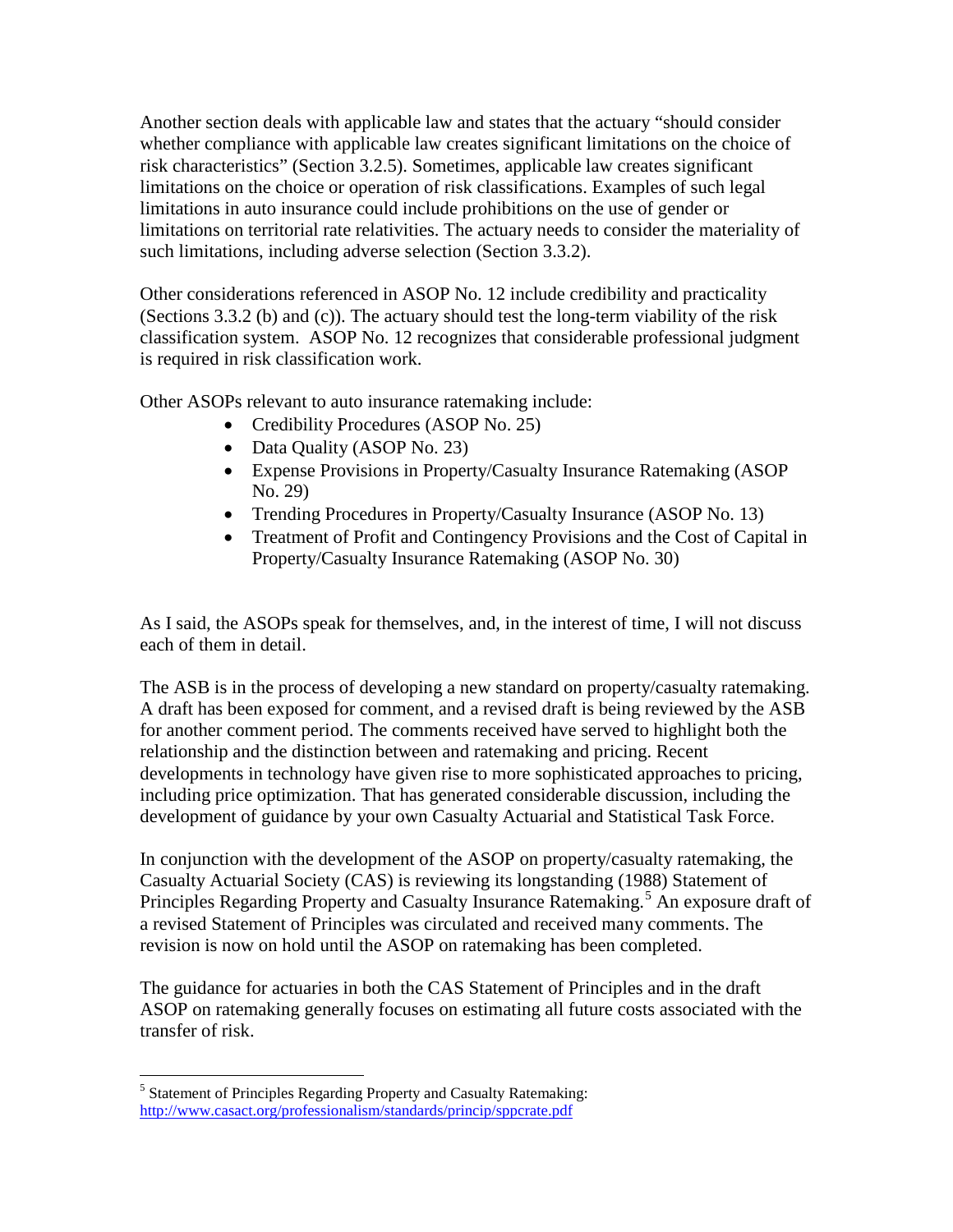Another section deals with applicable law and states that the actuary "should consider whether compliance with applicable law creates significant limitations on the choice of risk characteristics" (Section 3.2.5). Sometimes, applicable law creates significant limitations on the choice or operation of risk classifications. Examples of such legal limitations in auto insurance could include prohibitions on the use of gender or limitations on territorial rate relativities. The actuary needs to consider the materiality of such limitations, including adverse selection (Section 3.3.2).

Other considerations referenced in ASOP No. 12 include credibility and practicality (Sections 3.3.2 (b) and (c)). The actuary should test the long-term viability of the risk classification system. ASOP No. 12 recognizes that considerable professional judgment is required in risk classification work.

Other ASOPs relevant to auto insurance ratemaking include:

- Credibility Procedures (ASOP No. 25)
- Data Quality (ASOP No. 23)
- Expense Provisions in Property/Casualty Insurance Ratemaking (ASOP No. 29)
- Trending Procedures in Property/Casualty Insurance (ASOP No. 13)
- Treatment of Profit and Contingency Provisions and the Cost of Capital in Property/Casualty Insurance Ratemaking (ASOP No. 30)

As I said, the ASOPs speak for themselves, and, in the interest of time, I will not discuss each of them in detail.

The ASB is in the process of developing a new standard on property/casualty ratemaking. A draft has been exposed for comment, and a revised draft is being reviewed by the ASB for another comment period. The comments received have served to highlight both the relationship and the distinction between and ratemaking and pricing. Recent developments in technology have given rise to more sophisticated approaches to pricing, including price optimization. That has generated considerable discussion, including the development of guidance by your own Casualty Actuarial and Statistical Task Force.

In conjunction with the development of the ASOP on property/casualty ratemaking, the Casualty Actuarial Society (CAS) is reviewing its longstanding (1988) Statement of Principles Regarding Property and Casualty Insurance Ratemaking.[5] An exposure draft of a revised Statement of Principles was circulated and received many comments. The revision is now on hold until the ASOP on ratemaking has been completed.

The guidance for actuaries in both the CAS Statement of Principles and in the draft ASOP on ratemaking generally focuses on estimating all future costs associated with the transfer of risk.

---

[5] Statement of Principles Regarding Property and Casualty Ratemaking: http://www.casact.org/professionalism/standards/princip/sppcrate.pdf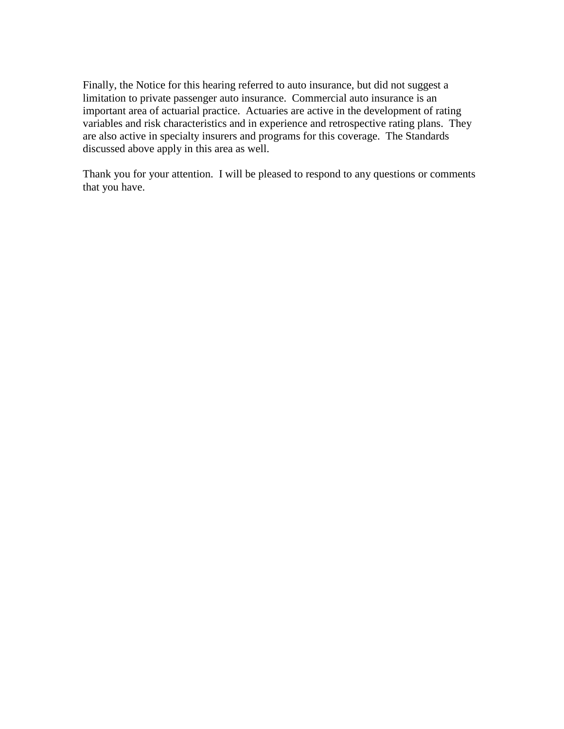Finally, the Notice for this hearing referred to auto insurance, but did not suggest a limitation to private passenger auto insurance. Commercial auto insurance is an important area of actuarial practice. Actuaries are active in the development of rating variables and risk characteristics and in experience and retrospective rating plans. They are also active in specialty insurers and programs for this coverage. The Standards discussed above apply in this area as well.

Thank you for your attention. I will be pleased to respond to any questions or comments that you have.